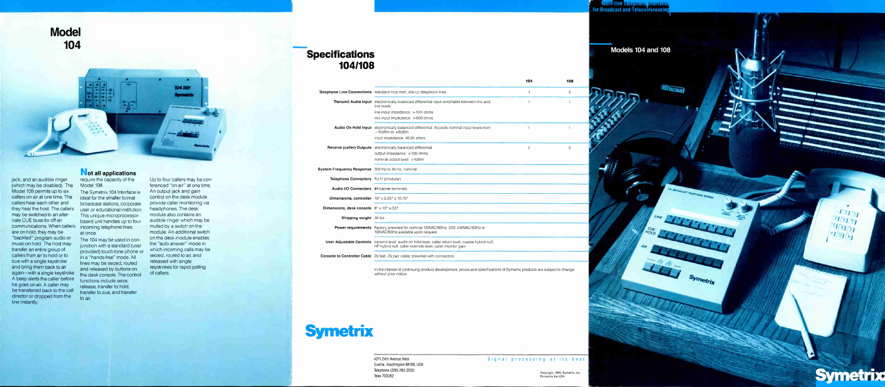# Model 104

jack, and an audible ringer (which may be disabled). The Model 108 permits up to six callers on air at one time. The callers hear each other and they hear the host. The callers may be switched to an alternate CUE buss for off-air communications. When callers are on hold, they may be "backfed" program audio or music on hold. The host may transfer an entire group of callers from air to hold or to cue with a single keystroke and bring them back to air again—with a single keystroke. A beep alerts the caller before he goes on-air. A caller may be transferred back to the call director or dropped from the line instantly.

## Not all applications

require the capacity of the Model 108.

The Symetrix 104 Interface is ideal for the smaller format broadcast stations, corporate user or educational institution. This unique microprocessor-based unit handles up to four incoming telephone lines at once.

The 104 may be used in conjunction with a standard (user provided) touch-tone phone or in a "hands-free" mode. All lines may be seized, routed to air, and released by buttons on the desk console. The control functions include seize, release, transfer to hold, transfer to cue, and transfer to air.

Up to four callers may be conferenced "on air" at one time. An output jack and gain control on the desk module provide caller monitoring via headphones. The desk module also contains an audible ringer which may be muted by a switch on the module. An additional switch on the desk module enables the "auto answer" mode in which incoming calls may be seized, routed to air, and released with single keystrokes for rapid polling of callers.

# Specifications 104/108

| | | 104 | 108 |
|---|---|---|---|
| **Telephone Line Connections** | standard loop start, dial-up telephone lines | 4 | 8 |
| **Transmit Audio Input** | electronically balanced differential input switchable between mic and line levels<br>line input impedance: >10K ohms<br>mic input impedance: >600 ohms | 1 | 1 |
| **Audio On Hold Input** | electronically balanced differential. Accepts nominal input levels from −10dBm to +8dBm<br>input impedance: 46.3K ohms | 1 | 1 |
| **Receive (caller) Outputs** | electronically balanced differential<br>output impedance: <100 ohms<br>nominal output level: +4dBm | 2 | 3 |
| **System Frequency Response** | 300 Hz to 3k Hz, nominal | | |
| **Telephone Connectors** | RJ-11 (modular) | | |
| **Audio I/O Connectors** | #4 barrier terminals | | |
| **Dimensions, controller** | 19" x 5.25" x 10.75" | | |
| **Dimensions, desk console** | 8" x 10" x 3.5" | | |
| **Shipping weight** | 36 lbs | | |
| **Power requirements** | Factory prewired for nominal 120VAC/60Hz. 220-240VAC/50Hz or 100VAC/60Hz available upon request. | | |
| **User Adjustable Controls** | transmit level, audio on hold level, caller return level, coarse hybrid null, HF hybrid null, caller override level, caller monitor gain | | |
| **Console to Controller Cable** | 25 feet, 25 pair cable, prewired with connectors | | |

In the interest of continuing product development, prices and specifications of Symetrix products are subject to change without prior notice.

**Symetrix**

4211 24th Avenue West
Seattle, Washington 98199, USA
Telephone (206) 282-2555
Telex 703282

Signal processing at its best

Copyright, 1985, Symetrix, Inc.
Printed in the USA

Multi-line Telephone Interfaces for Broadcast and Teleconferencing

Models 104 and 108

**Symetrix**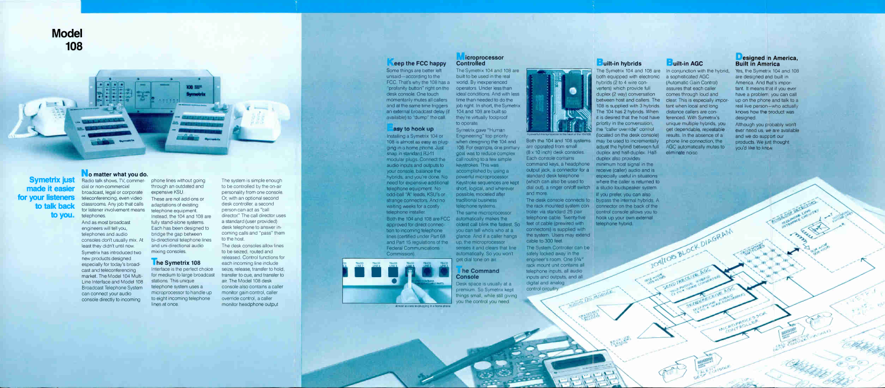# Model 108

**Symetrix just made it easier for your listeners to talk back to you.**

## No matter what you do.

Radio talk shows, TV, commercial or non-commercial broadcast, legal or corporate teleconferencing, even video classrooms. Any job that calls for listener involvement means telephones.

And as most broadcast engineers will tell you, telephones and audio consoles don't usually mix. At least they didn't until now.

Symetrix has introduced two new products designed especially for today's broadcast and teleconferencing market. The Model 104 Multi-Line Interface and Model 108 Broadcast Telephone System can connect your audio console directly to incoming phone lines without going through an outdated and expensive KSU.

These are not add-ons or adaptations of existing telephone equipment. Instead, the 104 and 108 are fully stand-alone systems. Each has been designed to bridge the gap between bi-directional telephone lines and uni-directional audio mixing consoles.

## The Symetrix 108

Interface is the perfect choice for medium to large broadcast stations. This unique telephone system uses a microprocessor to handle up to eight incoming telephone lines at once.

The system is simple enough to be controlled by the on-air personality from one console. Or, with an optional second desk controller, a second person can act as "call director." The call director uses a standard (user provided) desk telephone to answer incoming calls and "pass" them to the host.

The desk consoles allow lines to be seized, routed and released. Control functions for each incoming line include seize, release, transfer to hold, transfer to cue, and transfer to air. The Model 108 desk console also contains a caller monitor gain control, caller override control, a caller monitor headphone output

## Keep the FCC happy

Some things are better left unsaid—according to the FCC. That's why the 108 has a "profanity button" right on the desk console. One touch momentarily mutes all callers and at the same time triggers an external broadcast delay (if available) to "dump" the call.

## Easy to hook up

Installing a Symetrix 104 or 108 is almost as easy as plugging in a home phone. Just snap in standard RJ-11 modular plugs. Connect the audio inputs and outputs to your console, balance the hybrids, and you're done. No need for expensive additional telephone equipment. No odd-ball "A" leads, KSU's or strange connectors. And no waiting weeks for a costly telephone installer.

Both the 104 and 108 are FCC approved for direct connection to incoming telephone lines (certified under Part 68 and Part 15 regulations of the Federal Communications Commission).

Almost as easy as plugging in a home phone.

## Microprocessor Controlled

The Symetrix 104 and 108 are built to be used in the real world. By inexperienced operators. Under less than ideal conditions. And with less time than needed to do the job right. In short, the Symetrix 104 and 108 are built so they're virtually toolproof to operate.

Symetrix gave "Human Engineering" top priority when designing the 104 and 108. For example, one primary goal was to reduce complex call routing to a few simple keystrokes. This was accomplished by using a powerful microprocessor. Keystroke sequences are kept short, logical, and wherever possible, modeled after traditional business telephone systems.

The same microprocessor automatically makes the oldest call blink the fastest. So you can tell who's who at a glance. And if a caller hangs up, the microprocessor senses it and clears that line automatically. So you won't get dial tone on air.

## The Command Console

Desk space is usually at a premium. So Symetrix kept things small, while still giving you the control you need.

A powerful microprocessor is the heart of the 104/108.

Both the 104 and 108 systems are operated from small (8 x 10 inch) desk consoles. Each console contains command keys, a headphone output jack, a connector for a standard desk telephone (which can also be used to dial out), a ringer on/off switch and more.

The desk console connects to the rack mounted system controller via standard 25 pair telephone cable. Twenty-five feet of cable (prewired with connectors) is supplied with the system. Users may extend cable to 300 feet.

The System Controller can be safely locked away in the engineer's room. One 5¼" rack mount unit contains all telephone inputs, all audio inputs and outputs, and all digital and analog control circuitry.

## Built-in hybrids

The Symetrix 104 and 108 are both equipped with electronic hybrids (2 to 4 wire converters) which provide full duplex (2 way) conversation between host and callers. The 108 is supplied with 3 hybrids. The 104 has 2 hybrids. When it is desired that the host have priority in the conversation, the "caller override" control (located on the desk console) may be used to incrementally adjust the hybrid between full duplex and half-duplex. Half-duplex also provides minimum host signal in the receive (caller) audio and is especially useful in situations where the caller is returned to a studio loudspeaker system.

If you prefer, you can also bypass the internal hybrids. A connector on the back of the control console allows you to hook up your own external telephone hybrid.

## Built-in AGC

In conjunction with the hybrid, a sophisticated AGC (Automatic Gain Control) assures that each caller comes through loud and clear. This is especially important when local and long distance callers are conferenced. With Symetrix's unique multiple hybrids, you get dependable, repeatable results. In the absence of a phone line connection, the AGC automatically mutes to eliminate noise.

## Designed in America, Built in America

Yes, the Symetrix 104 and 108 are designed and built in America. And that's important. It means that if you ever have a problem, you can call up on the phone and talk to a real live person—who actually knows how the product was designed.

Although you probably won't ever need us, we are available and we do support our products. We just thought you'd like to know.